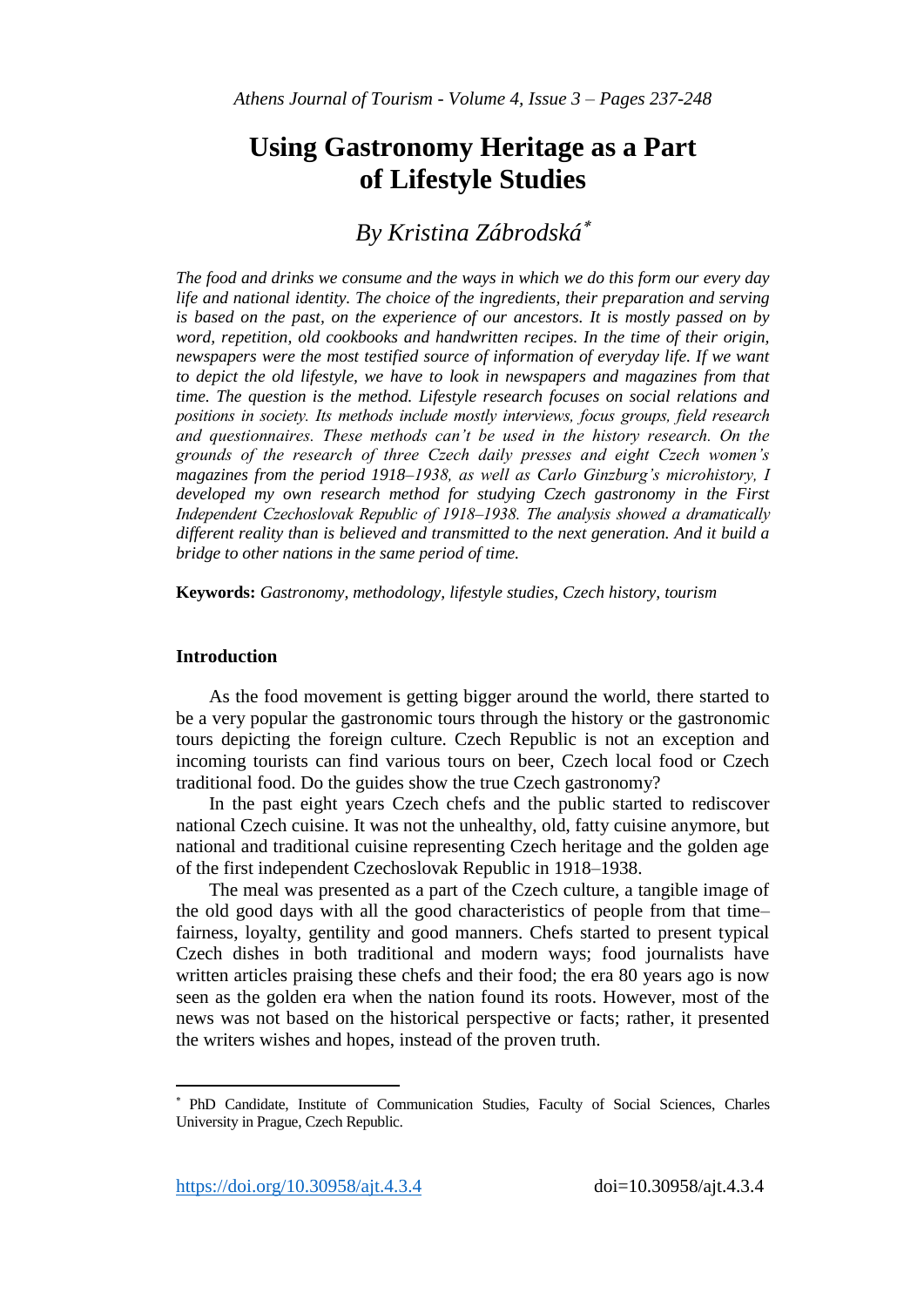# Using Gastronomy Heritage as a Part of Lifestyle Studies

## *By Kristina Zábrodská*[*]

*The food and drinks we consume and the ways in which we do this form our every day life and national identity. The choice of the ingredients, their preparation and serving is based on the past, on the experience of our ancestors. It is mostly passed on by word, repetition, old cookbooks and handwritten recipes. In the time of their origin, newspapers were the most testified source of information of everyday life. If we want to depict the old lifestyle, we have to look in newspapers and magazines from that time. The question is the method. Lifestyle research focuses on social relations and positions in society. Its methods include mostly interviews, focus groups, field research and questionnaires. These methods can't be used in the history research. On the grounds of the research of three Czech daily presses and eight Czech women's magazines from the period 1918–1938, as well as Carlo Ginzburg's microhistory, I developed my own research method for studying Czech gastronomy in the First Independent Czechoslovak Republic of 1918–1938. The analysis showed a dramatically different reality than is believed and transmitted to the next generation. And it build a bridge to other nations in the same period of time.*

**Keywords:** *Gastronomy, methodology, lifestyle studies, Czech history, tourism*

## Introduction

As the food movement is getting bigger around the world, there started to be a very popular the gastronomic tours through the history or the gastronomic tours depicting the foreign culture. Czech Republic is not an exception and incoming tourists can find various tours on beer, Czech local food or Czech traditional food. Do the guides show the true Czech gastronomy?

In the past eight years Czech chefs and the public started to rediscover national Czech cuisine. It was not the unhealthy, old, fatty cuisine anymore, but national and traditional cuisine representing Czech heritage and the golden age of the first independent Czechoslovak Republic in 1918–1938.

The meal was presented as a part of the Czech culture, a tangible image of the old good days with all the good characteristics of people from that time– fairness, loyalty, gentility and good manners. Chefs started to present typical Czech dishes in both traditional and modern ways; food journalists have written articles praising these chefs and their food; the era 80 years ago is now seen as the golden era when the nation found its roots. However, most of the news was not based on the historical perspective or facts; rather, it presented the writers wishes and hopes, instead of the proven truth.

---

[*] PhD Candidate, Institute of Communication Studies, Faculty of Social Sciences, Charles University in Prague, Czech Republic.

https://doi.org/10.30958/ajt.4.3.4 doi=10.30958/ajt.4.3.4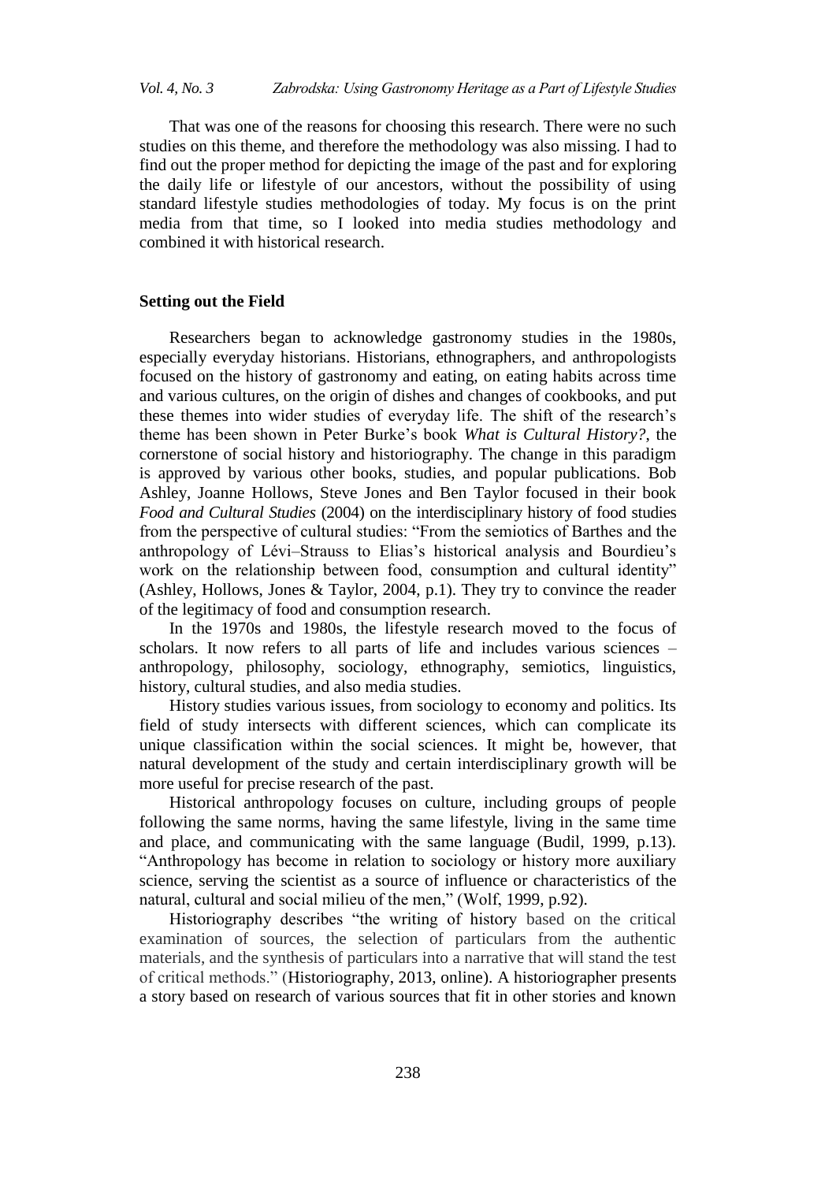That was one of the reasons for choosing this research. There were no such studies on this theme, and therefore the methodology was also missing. I had to find out the proper method for depicting the image of the past and for exploring the daily life or lifestyle of our ancestors, without the possibility of using standard lifestyle studies methodologies of today. My focus is on the print media from that time, so I looked into media studies methodology and combined it with historical research.

## Setting out the Field

Researchers began to acknowledge gastronomy studies in the 1980s, especially everyday historians. Historians, ethnographers, and anthropologists focused on the history of gastronomy and eating, on eating habits across time and various cultures, on the origin of dishes and changes of cookbooks, and put these themes into wider studies of everyday life. The shift of the research's theme has been shown in Peter Burke's book *What is Cultural History?*, the cornerstone of social history and historiography. The change in this paradigm is approved by various other books, studies, and popular publications. Bob Ashley, Joanne Hollows, Steve Jones and Ben Taylor focused in their book *Food and Cultural Studies* (2004) on the interdisciplinary history of food studies from the perspective of cultural studies: "From the semiotics of Barthes and the anthropology of Lévi–Strauss to Elias's historical analysis and Bourdieu's work on the relationship between food, consumption and cultural identity" (Ashley, Hollows, Jones & Taylor, 2004, p.1). They try to convince the reader of the legitimacy of food and consumption research.

In the 1970s and 1980s, the lifestyle research moved to the focus of scholars. It now refers to all parts of life and includes various sciences – anthropology, philosophy, sociology, ethnography, semiotics, linguistics, history, cultural studies, and also media studies.

History studies various issues, from sociology to economy and politics. Its field of study intersects with different sciences, which can complicate its unique classification within the social sciences. It might be, however, that natural development of the study and certain interdisciplinary growth will be more useful for precise research of the past.

Historical anthropology focuses on culture, including groups of people following the same norms, having the same lifestyle, living in the same time and place, and communicating with the same language (Budil, 1999, p.13). "Anthropology has become in relation to sociology or history more auxiliary science, serving the scientist as a source of influence or characteristics of the natural, cultural and social milieu of the men," (Wolf, 1999, p.92).

Historiography describes "the writing of history based on the critical examination of sources, the selection of particulars from the authentic materials, and the synthesis of particulars into a narrative that will stand the test of critical methods." (Historiography, 2013, online). A historiographer presents a story based on research of various sources that fit in other stories and known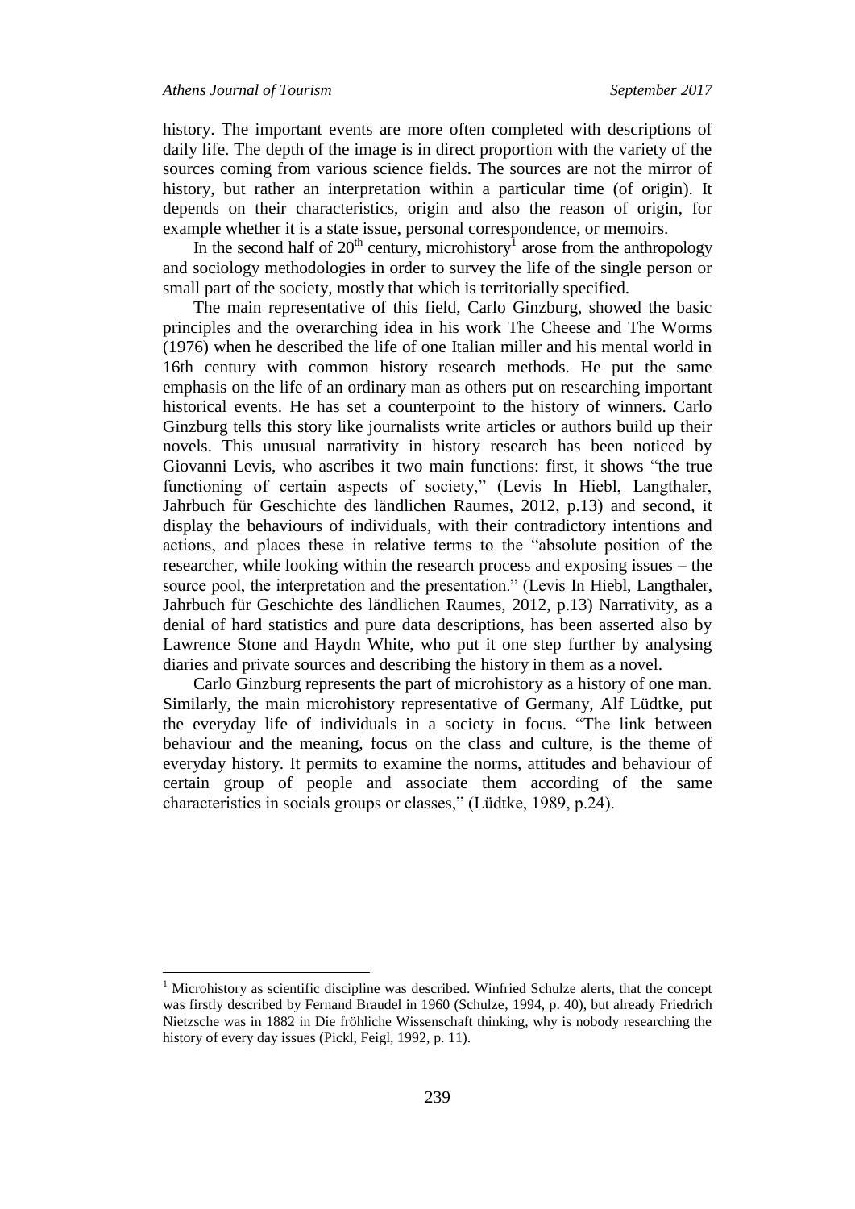history. The important events are more often completed with descriptions of daily life. The depth of the image is in direct proportion with the variety of the sources coming from various science fields. The sources are not the mirror of history, but rather an interpretation within a particular time (of origin). It depends on their characteristics, origin and also the reason of origin, for example whether it is a state issue, personal correspondence, or memoirs.

In the second half of 20th century, microhistory[1] arose from the anthropology and sociology methodologies in order to survey the life of the single person or small part of the society, mostly that which is territorially specified.

The main representative of this field, Carlo Ginzburg, showed the basic principles and the overarching idea in his work The Cheese and The Worms (1976) when he described the life of one Italian miller and his mental world in 16th century with common history research methods. He put the same emphasis on the life of an ordinary man as others put on researching important historical events. He has set a counterpoint to the history of winners. Carlo Ginzburg tells this story like journalists write articles or authors build up their novels. This unusual narrativity in history research has been noticed by Giovanni Levis, who ascribes it two main functions: first, it shows "the true functioning of certain aspects of society," (Levis In Hiebl, Langthaler, Jahrbuch für Geschichte des ländlichen Raumes, 2012, p.13) and second, it display the behaviours of individuals, with their contradictory intentions and actions, and places these in relative terms to the "absolute position of the researcher, while looking within the research process and exposing issues – the source pool, the interpretation and the presentation." (Levis In Hiebl, Langthaler, Jahrbuch für Geschichte des ländlichen Raumes, 2012, p.13) Narrativity, as a denial of hard statistics and pure data descriptions, has been asserted also by Lawrence Stone and Haydn White, who put it one step further by analysing diaries and private sources and describing the history in them as a novel.

Carlo Ginzburg represents the part of microhistory as a history of one man. Similarly, the main microhistory representative of Germany, Alf Lüdtke, put the everyday life of individuals in a society in focus. "The link between behaviour and the meaning, focus on the class and culture, is the theme of everyday history. It permits to examine the norms, attitudes and behaviour of certain group of people and associate them according of the same characteristics in socials groups or classes," (Lüdtke, 1989, p.24).

---

[1] Microhistory as scientific discipline was described. Winfried Schulze alerts, that the concept was firstly described by Fernand Braudel in 1960 (Schulze, 1994, p. 40), but already Friedrich Nietzsche was in 1882 in Die fröhliche Wissenschaft thinking, why is nobody researching the history of every day issues (Pickl, Feigl, 1992, p. 11).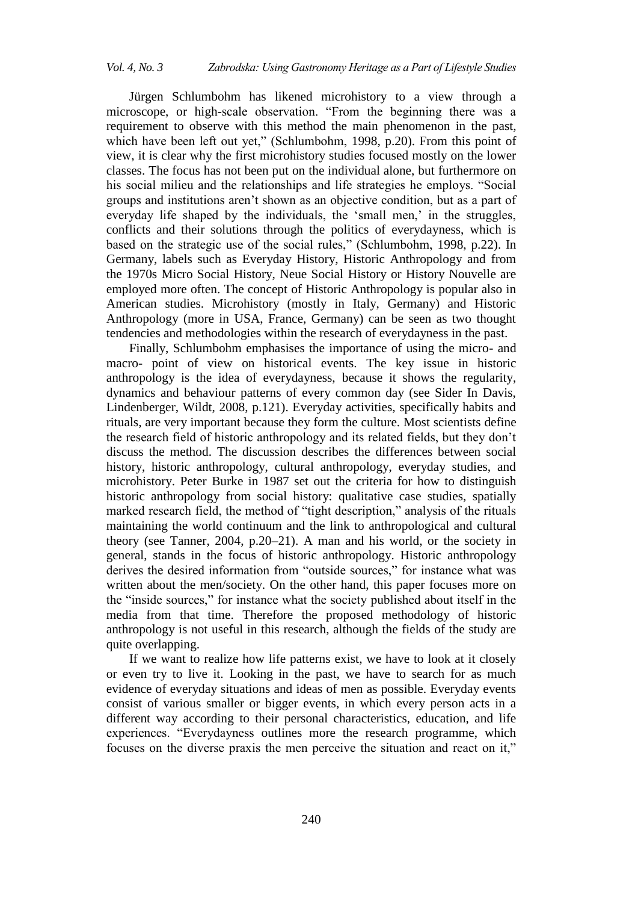Jürgen Schlumbohm has likened microhistory to a view through a microscope, or high-scale observation. "From the beginning there was a requirement to observe with this method the main phenomenon in the past, which have been left out yet," (Schlumbohm, 1998, p.20). From this point of view, it is clear why the first microhistory studies focused mostly on the lower classes. The focus has not been put on the individual alone, but furthermore on his social milieu and the relationships and life strategies he employs. "Social groups and institutions aren't shown as an objective condition, but as a part of everyday life shaped by the individuals, the 'small men,' in the struggles, conflicts and their solutions through the politics of everydayness, which is based on the strategic use of the social rules," (Schlumbohm, 1998, p.22). In Germany, labels such as Everyday History, Historic Anthropology and from the 1970s Micro Social History, Neue Social History or History Nouvelle are employed more often. The concept of Historic Anthropology is popular also in American studies. Microhistory (mostly in Italy, Germany) and Historic Anthropology (more in USA, France, Germany) can be seen as two thought tendencies and methodologies within the research of everydayness in the past.

Finally, Schlumbohm emphasises the importance of using the micro- and macro- point of view on historical events. The key issue in historic anthropology is the idea of everydayness, because it shows the regularity, dynamics and behaviour patterns of every common day (see Sider In Davis, Lindenberger, Wildt, 2008, p.121). Everyday activities, specifically habits and rituals, are very important because they form the culture. Most scientists define the research field of historic anthropology and its related fields, but they don't discuss the method. The discussion describes the differences between social history, historic anthropology, cultural anthropology, everyday studies, and microhistory. Peter Burke in 1987 set out the criteria for how to distinguish historic anthropology from social history: qualitative case studies, spatially marked research field, the method of "tight description," analysis of the rituals maintaining the world continuum and the link to anthropological and cultural theory (see Tanner, 2004, p.20–21). A man and his world, or the society in general, stands in the focus of historic anthropology. Historic anthropology derives the desired information from "outside sources," for instance what was written about the men/society. On the other hand, this paper focuses more on the "inside sources," for instance what the society published about itself in the media from that time. Therefore the proposed methodology of historic anthropology is not useful in this research, although the fields of the study are quite overlapping.

If we want to realize how life patterns exist, we have to look at it closely or even try to live it. Looking in the past, we have to search for as much evidence of everyday situations and ideas of men as possible. Everyday events consist of various smaller or bigger events, in which every person acts in a different way according to their personal characteristics, education, and life experiences. "Everydayness outlines more the research programme, which focuses on the diverse praxis the men perceive the situation and react on it,"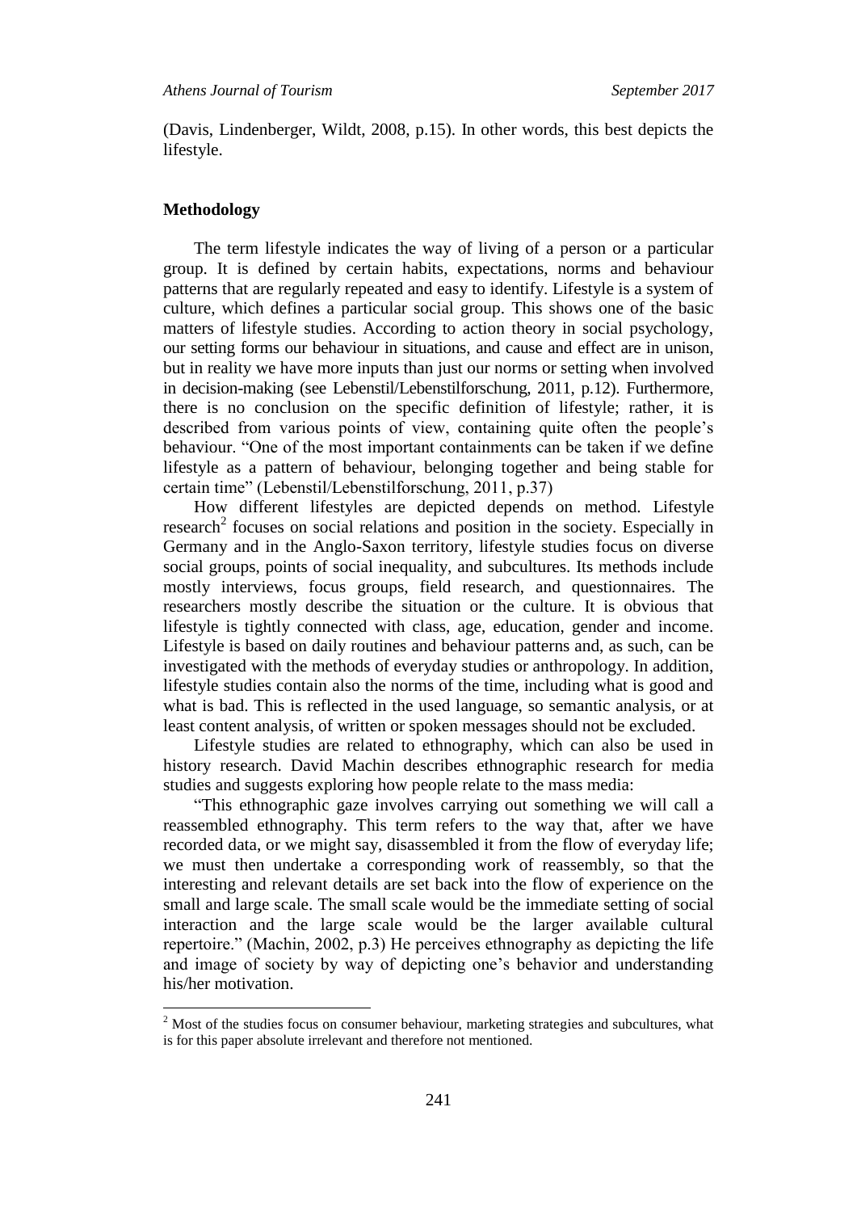(Davis, Lindenberger, Wildt, 2008, p.15). In other words, this best depicts the lifestyle.

## Methodology

The term lifestyle indicates the way of living of a person or a particular group. It is defined by certain habits, expectations, norms and behaviour patterns that are regularly repeated and easy to identify. Lifestyle is a system of culture, which defines a particular social group. This shows one of the basic matters of lifestyle studies. According to action theory in social psychology, our setting forms our behaviour in situations, and cause and effect are in unison, but in reality we have more inputs than just our norms or setting when involved in decision-making (see Lebenstil/Lebenstilforschung, 2011, p.12). Furthermore, there is no conclusion on the specific definition of lifestyle; rather, it is described from various points of view, containing quite often the people's behaviour. "One of the most important containments can be taken if we define lifestyle as a pattern of behaviour, belonging together and being stable for certain time" (Lebenstil/Lebenstilforschung, 2011, p.37)

How different lifestyles are depicted depends on method. Lifestyle research[2] focuses on social relations and position in the society. Especially in Germany and in the Anglo-Saxon territory, lifestyle studies focus on diverse social groups, points of social inequality, and subcultures. Its methods include mostly interviews, focus groups, field research, and questionnaires. The researchers mostly describe the situation or the culture. It is obvious that lifestyle is tightly connected with class, age, education, gender and income. Lifestyle is based on daily routines and behaviour patterns and, as such, can be investigated with the methods of everyday studies or anthropology. In addition, lifestyle studies contain also the norms of the time, including what is good and what is bad. This is reflected in the used language, so semantic analysis, or at least content analysis, of written or spoken messages should not be excluded.

Lifestyle studies are related to ethnography, which can also be used in history research. David Machin describes ethnographic research for media studies and suggests exploring how people relate to the mass media:

"This ethnographic gaze involves carrying out something we will call a reassembled ethnography. This term refers to the way that, after we have recorded data, or we might say, disassembled it from the flow of everyday life; we must then undertake a corresponding work of reassembly, so that the interesting and relevant details are set back into the flow of experience on the small and large scale. The small scale would be the immediate setting of social interaction and the large scale would be the larger available cultural repertoire." (Machin, 2002, p.3) He perceives ethnography as depicting the life and image of society by way of depicting one's behavior and understanding his/her motivation.

[2] Most of the studies focus on consumer behaviour, marketing strategies and subcultures, what is for this paper absolute irrelevant and therefore not mentioned.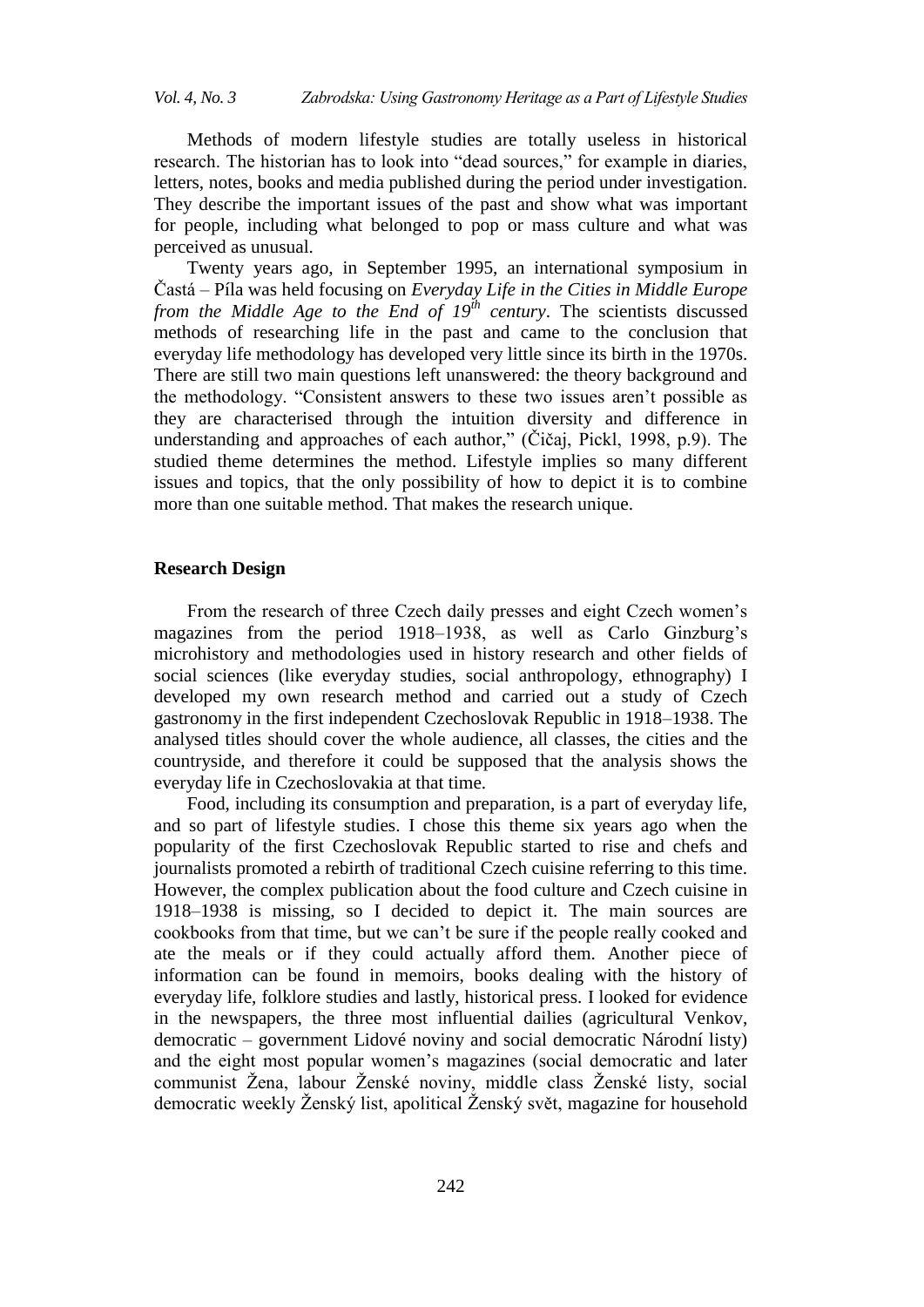Methods of modern lifestyle studies are totally useless in historical research. The historian has to look into "dead sources," for example in diaries, letters, notes, books and media published during the period under investigation. They describe the important issues of the past and show what was important for people, including what belonged to pop or mass culture and what was perceived as unusual.

Twenty years ago, in September 1995, an international symposium in Častá – Píla was held focusing on *Everyday Life in the Cities in Middle Europe from the Middle Age to the End of 19th century*. The scientists discussed methods of researching life in the past and came to the conclusion that everyday life methodology has developed very little since its birth in the 1970s. There are still two main questions left unanswered: the theory background and the methodology. "Consistent answers to these two issues aren't possible as they are characterised through the intuition diversity and difference in understanding and approaches of each author," (Čičaj, Pickl, 1998, p.9). The studied theme determines the method. Lifestyle implies so many different issues and topics, that the only possibility of how to depict it is to combine more than one suitable method. That makes the research unique.

## Research Design

From the research of three Czech daily presses and eight Czech women's magazines from the period 1918–1938, as well as Carlo Ginzburg's microhistory and methodologies used in history research and other fields of social sciences (like everyday studies, social anthropology, ethnography) I developed my own research method and carried out a study of Czech gastronomy in the first independent Czechoslovak Republic in 1918–1938. The analysed titles should cover the whole audience, all classes, the cities and the countryside, and therefore it could be supposed that the analysis shows the everyday life in Czechoslovakia at that time.

Food, including its consumption and preparation, is a part of everyday life, and so part of lifestyle studies. I chose this theme six years ago when the popularity of the first Czechoslovak Republic started to rise and chefs and journalists promoted a rebirth of traditional Czech cuisine referring to this time. However, the complex publication about the food culture and Czech cuisine in 1918–1938 is missing, so I decided to depict it. The main sources are cookbooks from that time, but we can't be sure if the people really cooked and ate the meals or if they could actually afford them. Another piece of information can be found in memoirs, books dealing with the history of everyday life, folklore studies and lastly, historical press. I looked for evidence in the newspapers, the three most influential dailies (agricultural Venkov, democratic – government Lidové noviny and social democratic Národní listy) and the eight most popular women's magazines (social democratic and later communist Žena, labour Ženské noviny, middle class Ženské listy, social democratic weekly Ženský list, apolitical Ženský svět, magazine for household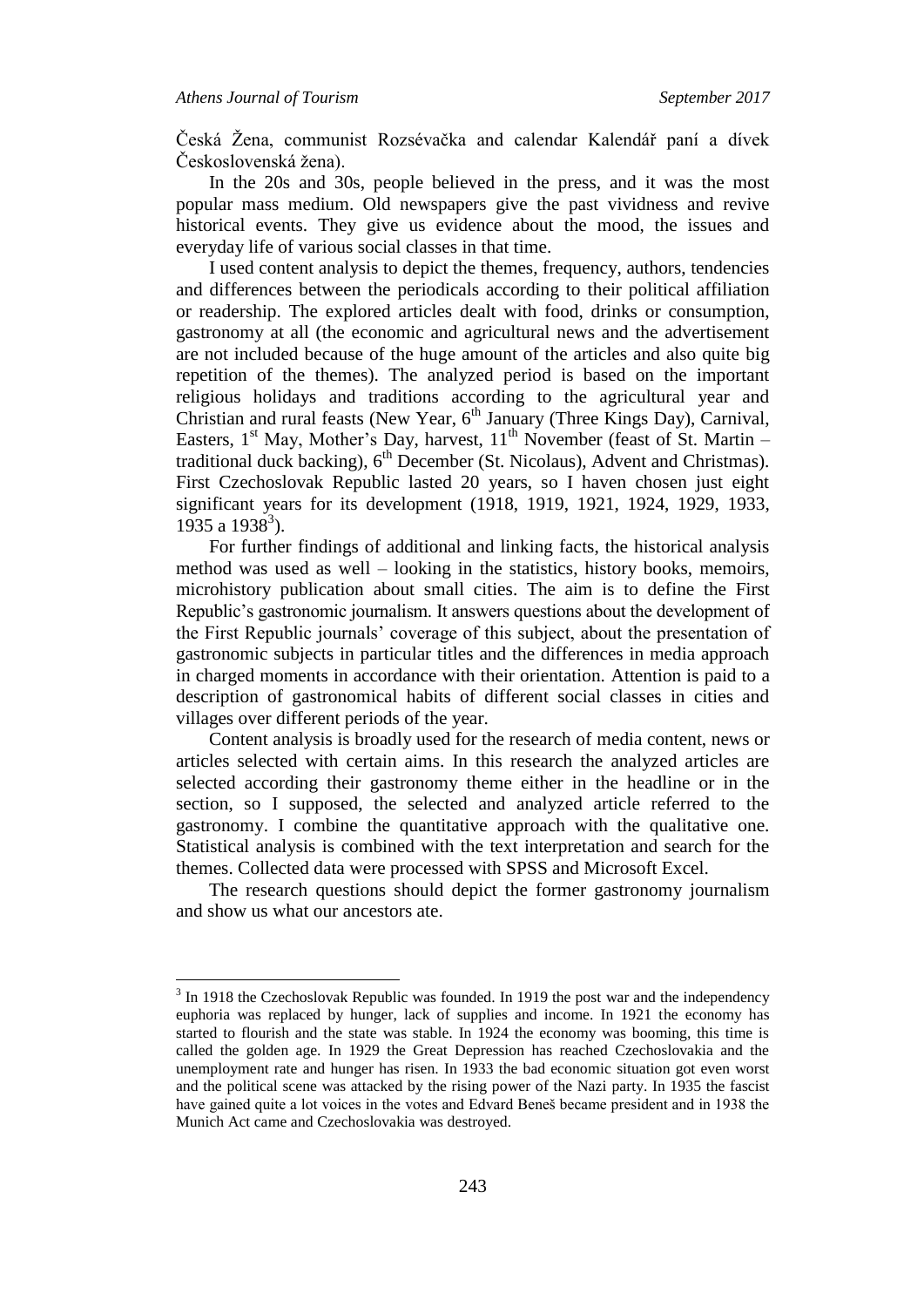Česká Žena, communist Rozsévačka and calendar Kalendář paní a dívek Československá žena).

In the 20s and 30s, people believed in the press, and it was the most popular mass medium. Old newspapers give the past vividness and revive historical events. They give us evidence about the mood, the issues and everyday life of various social classes in that time.

I used content analysis to depict the themes, frequency, authors, tendencies and differences between the periodicals according to their political affiliation or readership. The explored articles dealt with food, drinks or consumption, gastronomy at all (the economic and agricultural news and the advertisement are not included because of the huge amount of the articles and also quite big repetition of the themes). The analyzed period is based on the important religious holidays and traditions according to the agricultural year and Christian and rural feasts (New Year, 6th January (Three Kings Day), Carnival, Easters, 1st May, Mother's Day, harvest, 11th November (feast of St. Martin – traditional duck backing), 6th December (St. Nicolaus), Advent and Christmas). First Czechoslovak Republic lasted 20 years, so I haven chosen just eight significant years for its development (1918, 1919, 1921, 1924, 1929, 1933, 1935 a 1938[3]).

For further findings of additional and linking facts, the historical analysis method was used as well – looking in the statistics, history books, memoirs, microhistory publication about small cities. The aim is to define the First Republic's gastronomic journalism. It answers questions about the development of the First Republic journals' coverage of this subject, about the presentation of gastronomic subjects in particular titles and the differences in media approach in charged moments in accordance with their orientation. Attention is paid to a description of gastronomical habits of different social classes in cities and villages over different periods of the year.

Content analysis is broadly used for the research of media content, news or articles selected with certain aims. In this research the analyzed articles are selected according their gastronomy theme either in the headline or in the section, so I supposed, the selected and analyzed article referred to the gastronomy. I combine the quantitative approach with the qualitative one. Statistical analysis is combined with the text interpretation and search for the themes. Collected data were processed with SPSS and Microsoft Excel.

The research questions should depict the former gastronomy journalism and show us what our ancestors ate.

---

[3] In 1918 the Czechoslovak Republic was founded. In 1919 the post war and the independency euphoria was replaced by hunger, lack of supplies and income. In 1921 the economy has started to flourish and the state was stable. In 1924 the economy was booming, this time is called the golden age. In 1929 the Great Depression has reached Czechoslovakia and the unemployment rate and hunger has risen. In 1933 the bad economic situation got even worst and the political scene was attacked by the rising power of the Nazi party. In 1935 the fascist have gained quite a lot voices in the votes and Edvard Beneš became president and in 1938 the Munich Act came and Czechoslovakia was destroyed.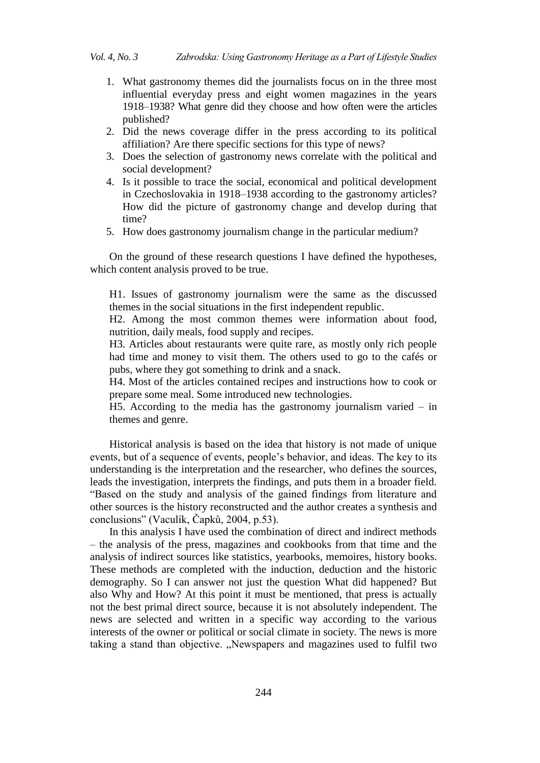1. What gastronomy themes did the journalists focus on in the three most influential everyday press and eight women magazines in the years 1918–1938? What genre did they choose and how often were the articles published?
2. Did the news coverage differ in the press according to its political affiliation? Are there specific sections for this type of news?
3. Does the selection of gastronomy news correlate with the political and social development?
4. Is it possible to trace the social, economical and political development in Czechoslovakia in 1918–1938 according to the gastronomy articles? How did the picture of gastronomy change and develop during that time?
5. How does gastronomy journalism change in the particular medium?

On the ground of these research questions I have defined the hypotheses, which content analysis proved to be true.

> H1. Issues of gastronomy journalism were the same as the discussed themes in the social situations in the first independent republic.
>
> H2. Among the most common themes were information about food, nutrition, daily meals, food supply and recipes.
>
> H3. Articles about restaurants were quite rare, as mostly only rich people had time and money to visit them. The others used to go to the cafés or pubs, where they got something to drink and a snack.
>
> H4. Most of the articles contained recipes and instructions how to cook or prepare some meal. Some introduced new technologies.
>
> H5. According to the media has the gastronomy journalism varied – in themes and genre.

Historical analysis is based on the idea that history is not made of unique events, but of a sequence of events, people's behavior, and ideas. The key to its understanding is the interpretation and the researcher, who defines the sources, leads the investigation, interprets the findings, and puts them in a broader field. "Based on the study and analysis of the gained findings from literature and other sources is the history reconstructed and the author creates a synthesis and conclusions" (Vaculík, Čapků, 2004, p.53).

In this analysis I have used the combination of direct and indirect methods – the analysis of the press, magazines and cookbooks from that time and the analysis of indirect sources like statistics, yearbooks, memoires, history books. These methods are completed with the induction, deduction and the historic demography. So I can answer not just the question What did happened? But also Why and How? At this point it must be mentioned, that press is actually not the best primal direct source, because it is not absolutely independent. The news are selected and written in a specific way according to the various interests of the owner or political or social climate in society. The news is more taking a stand than objective. „Newspapers and magazines used to fulfil two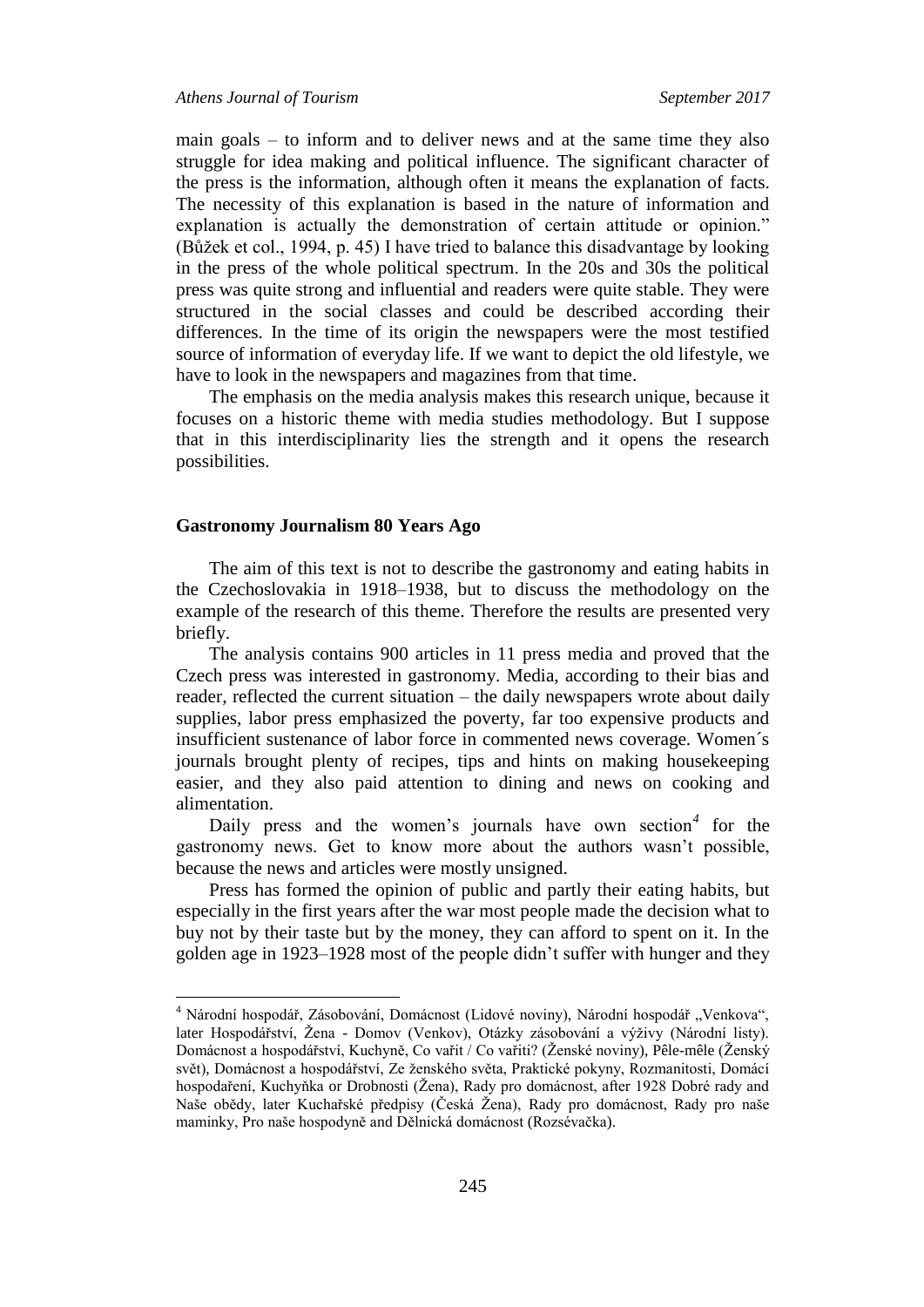main goals – to inform and to deliver news and at the same time they also struggle for idea making and political influence. The significant character of the press is the information, although often it means the explanation of facts. The necessity of this explanation is based in the nature of information and explanation is actually the demonstration of certain attitude or opinion." (Bůžek et col., 1994, p. 45) I have tried to balance this disadvantage by looking in the press of the whole political spectrum. In the 20s and 30s the political press was quite strong and influential and readers were quite stable. They were structured in the social classes and could be described according their differences. In the time of its origin the newspapers were the most testified source of information of everyday life. If we want to depict the old lifestyle, we have to look in the newspapers and magazines from that time.

The emphasis on the media analysis makes this research unique, because it focuses on a historic theme with media studies methodology. But I suppose that in this interdisciplinarity lies the strength and it opens the research possibilities.

## Gastronomy Journalism 80 Years Ago

The aim of this text is not to describe the gastronomy and eating habits in the Czechoslovakia in 1918–1938, but to discuss the methodology on the example of the research of this theme. Therefore the results are presented very briefly.

The analysis contains 900 articles in 11 press media and proved that the Czech press was interested in gastronomy. Media, according to their bias and reader, reflected the current situation – the daily newspapers wrote about daily supplies, labor press emphasized the poverty, far too expensive products and insufficient sustenance of labor force in commented news coverage. Women´s journals brought plenty of recipes, tips and hints on making housekeeping easier, and they also paid attention to dining and news on cooking and alimentation.

Daily press and the women's journals have own section[4] for the gastronomy news. Get to know more about the authors wasn't possible, because the news and articles were mostly unsigned.

Press has formed the opinion of public and partly their eating habits, but especially in the first years after the war most people made the decision what to buy not by their taste but by the money, they can afford to spent on it. In the golden age in 1923–1928 most of the people didn't suffer with hunger and they

---

[4] Národní hospodář, Zásobování, Domácnost (Lidové noviny), Národní hospodář „Venkova", later Hospodářství, Žena - Domov (Venkov), Otázky zásobování a výživy (Národní listy). Domácnost a hospodářství, Kuchyně, Co vařit / Co vařiti? (Ženské noviny), Pêle-mêle (Ženský svět), Domácnost a hospodářství, Ze ženského světa, Praktické pokyny, Rozmanitosti, Domácí hospodaření, Kuchyňka or Drobnosti (Žena), Rady pro domácnost, after 1928 Dobré rady and Naše obědy, later Kuchařské předpisy (Česká Žena), Rady pro domácnost, Rady pro naše maminky, Pro naše hospodyně and Dělnická domácnost (Rozsévačka).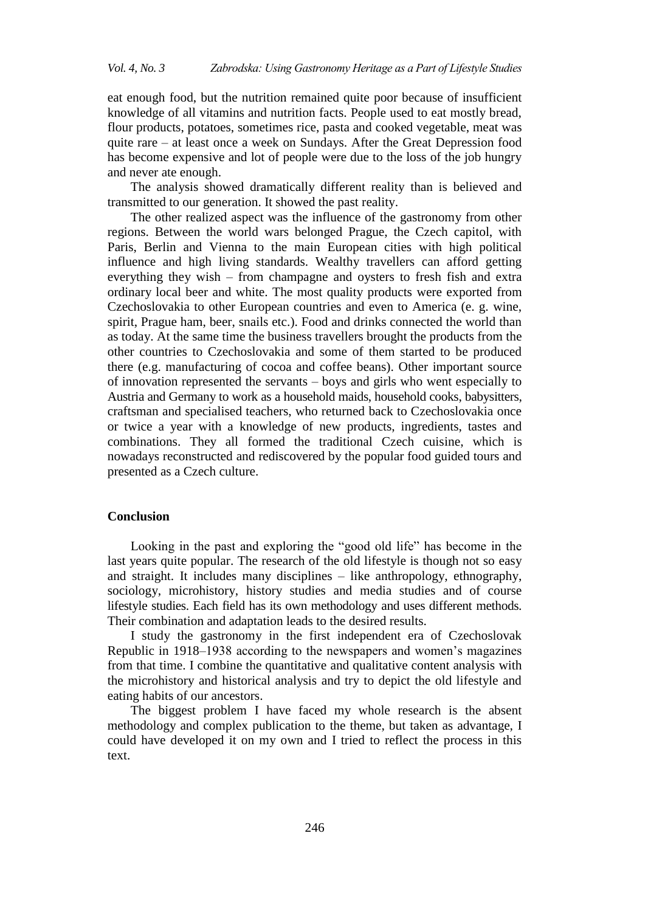eat enough food, but the nutrition remained quite poor because of insufficient knowledge of all vitamins and nutrition facts. People used to eat mostly bread, flour products, potatoes, sometimes rice, pasta and cooked vegetable, meat was quite rare – at least once a week on Sundays. After the Great Depression food has become expensive and lot of people were due to the loss of the job hungry and never ate enough.

The analysis showed dramatically different reality than is believed and transmitted to our generation. It showed the past reality.

The other realized aspect was the influence of the gastronomy from other regions. Between the world wars belonged Prague, the Czech capitol, with Paris, Berlin and Vienna to the main European cities with high political influence and high living standards. Wealthy travellers can afford getting everything they wish – from champagne and oysters to fresh fish and extra ordinary local beer and white. The most quality products were exported from Czechoslovakia to other European countries and even to America (e. g. wine, spirit, Prague ham, beer, snails etc.). Food and drinks connected the world than as today. At the same time the business travellers brought the products from the other countries to Czechoslovakia and some of them started to be produced there (e.g. manufacturing of cocoa and coffee beans). Other important source of innovation represented the servants – boys and girls who went especially to Austria and Germany to work as a household maids, household cooks, babysitters, craftsman and specialised teachers, who returned back to Czechoslovakia once or twice a year with a knowledge of new products, ingredients, tastes and combinations. They all formed the traditional Czech cuisine, which is nowadays reconstructed and rediscovered by the popular food guided tours and presented as a Czech culture.

## Conclusion

Looking in the past and exploring the "good old life" has become in the last years quite popular. The research of the old lifestyle is though not so easy and straight. It includes many disciplines – like anthropology, ethnography, sociology, microhistory, history studies and media studies and of course lifestyle studies. Each field has its own methodology and uses different methods. Their combination and adaptation leads to the desired results.

I study the gastronomy in the first independent era of Czechoslovak Republic in 1918–1938 according to the newspapers and women's magazines from that time. I combine the quantitative and qualitative content analysis with the microhistory and historical analysis and try to depict the old lifestyle and eating habits of our ancestors.

The biggest problem I have faced my whole research is the absent methodology and complex publication to the theme, but taken as advantage, I could have developed it on my own and I tried to reflect the process in this text.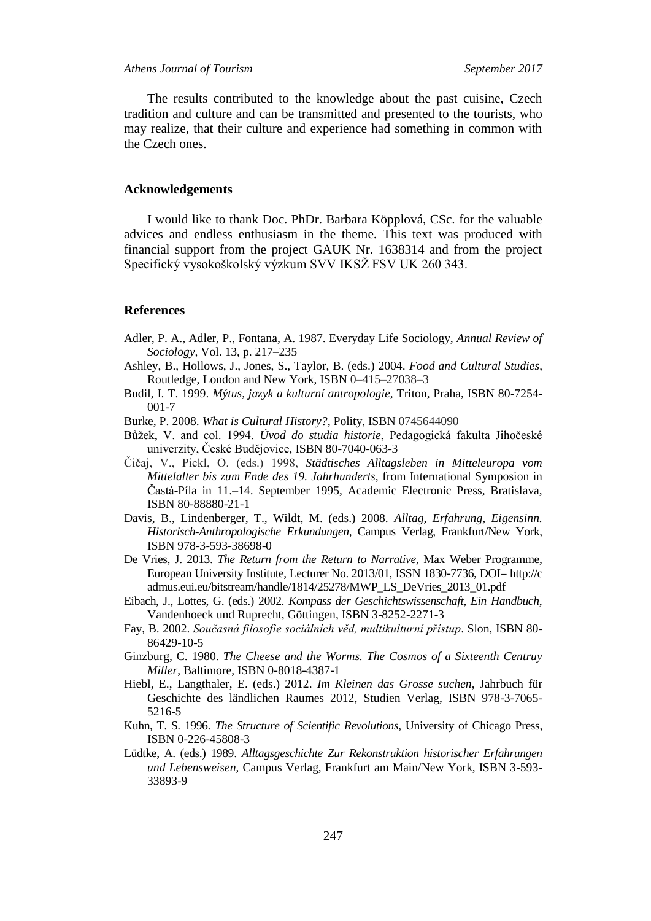The results contributed to the knowledge about the past cuisine, Czech tradition and culture and can be transmitted and presented to the tourists, who may realize, that their culture and experience had something in common with the Czech ones.

## Acknowledgements

I would like to thank Doc. PhDr. Barbara Köpplová, CSc. for the valuable advices and endless enthusiasm in the theme. This text was produced with financial support from the project GAUK Nr. 1638314 and from the project Specifický vysokoškolský výzkum SVV IKSŽ FSV UK 260 343.

## References

Adler, P. A., Adler, P., Fontana, A. 1987. Everyday Life Sociology, *Annual Review of Sociology*, Vol. 13, p. 217–235

Ashley, B., Hollows, J., Jones, S., Taylor, B. (eds.) 2004. *Food and Cultural Studies*, Routledge, London and New York, ISBN 0–415–27038–3

Budil, I. T. 1999. *Mýtus, jazyk a kulturní antropologie*, Triton, Praha, ISBN 80-7254-001-7

Burke, P. 2008. *What is Cultural History?*, Polity, ISBN 0745644090

Bůžek, V. and col. 1994. *Úvod do studia historie*, Pedagogická fakulta Jihočeské univerzity, České Budějovice, ISBN 80-7040-063-3

Čičaj, V., Pickl, O. (eds.) 1998, *Städtisches Alltagsleben in Mitteleuropa vom Mittelalter bis zum Ende des 19. Jahrhunderts*, from International Symposion in Častá-Píla in 11.–14. September 1995, Academic Electronic Press, Bratislava, ISBN 80-88880-21-1

Davis, B., Lindenberger, T., Wildt, M. (eds.) 2008. *Alltag, Erfahrung, Eigensinn. Historisch-Anthropologische Erkundungen*, Campus Verlag, Frankfurt/New York, ISBN 978-3-593-38698-0

De Vries, J. 2013. *The Return from the Return to Narrative*, Max Weber Programme, European University Institute, Lecturer No. 2013/01, ISSN 1830-7736, DOI= http://cadmus.eui.eu/bitstream/handle/1814/25278/MWP_LS_DeVries_2013_01.pdf

Eibach, J., Lottes, G. (eds.) 2002. *Kompass der Geschichtswissenschaft, Ein Handbuch*, Vandenhoeck und Ruprecht, Göttingen, ISBN 3-8252-2271-3

Fay, B. 2002. *Současná filosofie sociálních věd, multikulturní přístup*. Slon, ISBN 80-86429-10-5

Ginzburg, C. 1980. *The Cheese and the Worms. The Cosmos of a Sixteenth Centruy Miller*, Baltimore, ISBN 0-8018-4387-1

Hiebl, E., Langthaler, E. (eds.) 2012. *Im Kleinen das Grosse suchen*, Jahrbuch für Geschichte des ländlichen Raumes 2012, Studien Verlag, ISBN 978-3-7065-5216-5

Kuhn, T. S. 1996. *The Structure of Scientific Revolutions*, University of Chicago Press, ISBN 0-226-45808-3

Lüdtke, A. (eds.) 1989. *Alltagsgeschichte Zur Rekonstruktion historischer Erfahrungen und Lebensweisen*, Campus Verlag, Frankfurt am Main/New York, ISBN 3-593-33893-9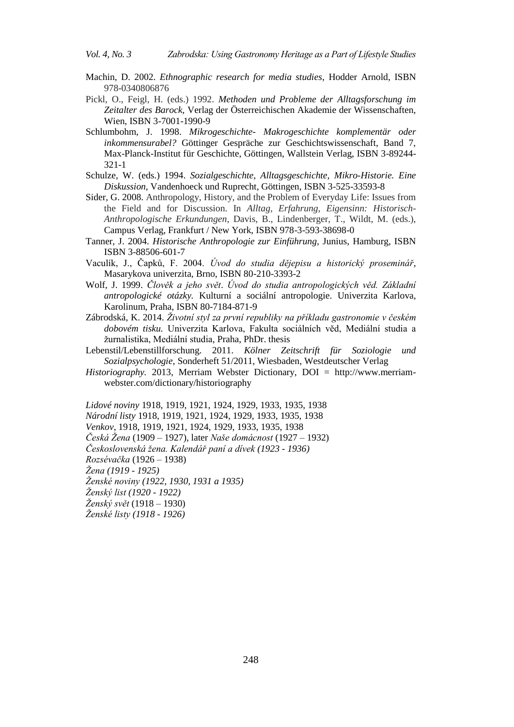Machin, D. 2002. *Ethnographic research for media studies*, Hodder Arnold, ISBN 978-0340806876

Pickl, O., Feigl, H. (eds.) 1992. *Methoden und Probleme der Alltagsforschung im Zeitalter des Barock*, Verlag der Österreichischen Akademie der Wissenschaften, Wien, ISBN 3-7001-1990-9

Schlumbohm, J. 1998. *Mikrogeschichte- Makrogeschichte komplementär oder inkommensurabel?* Göttinger Gespräche zur Geschichtswissenschaft, Band 7, Max-Planck-Institut für Geschichte, Göttingen, Wallstein Verlag, ISBN 3-89244-321-1

Schulze, W. (eds.) 1994. *Sozialgeschichte, Alltagsgeschichte, Mikro-Historie. Eine Diskussion*, Vandenhoeck und Ruprecht, Göttingen, ISBN 3-525-33593-8

Sider, G. 2008. Anthropology, History, and the Problem of Everyday Life: Issues from the Field and for Discussion. In *Alltag, Erfahrung, Eigensinn: Historisch-Anthropologische Erkundungen*, Davis, B., Lindenberger, T., Wildt, M. (eds.), Campus Verlag, Frankfurt / New York, ISBN 978-3-593-38698-0

Tanner, J. 2004. *Historische Anthropologie zur Einführung*, Junius, Hamburg, ISBN ISBN 3-88506-601-7

Vaculík, J., Čapků, F. 2004. *Úvod do studia dějepisu a historický proseminář*, Masarykova univerzita, Brno, ISBN 80-210-3393-2

Wolf, J. 1999. *Člověk a jeho svět*. *Úvod do studia antropologických věd. Základní antropologické otázky.* Kulturní a sociální antropologie. Univerzita Karlova, Karolinum, Praha, ISBN 80-7184-871-9

Zábrodská, K. 2014. *Životní styl za první republiky na příkladu gastronomie v českém dobovém tisku.* Univerzita Karlova, Fakulta sociálních věd, Mediální studia a žurnalistika, Mediální studia, Praha, PhDr. thesis

Lebenstil/Lebenstillforschung. 2011. *Kölner Zeitschrift für Soziologie und Sozialpsychologie*, Sonderheft 51/2011, Wiesbaden, Westdeutscher Verlag

*Historiography*. 2013, Merriam Webster Dictionary, DOI = http://www.merriam-webster.com/dictionary/historiography

*Lidové noviny* 1918, 1919, 1921, 1924, 1929, 1933, 1935, 1938

*Národní listy* 1918, 1919, 1921, 1924, 1929, 1933, 1935, 1938

*Venkov*, 1918, 1919, 1921, 1924, 1929, 1933, 1935, 1938

*Česká Žena* (1909 – 1927), later *Naše domácnost* (1927 – 1932)

*Československá žena. Kalendář paní a dívek (1923 - 1936)*

*Rozsévačka* (1926 – 1938)

*Žena (1919 - 1925)*

*Ženské noviny (1922, 1930, 1931 a 1935)*

*Ženský list (1920 - 1922)*

*Ženský svět* (1918 – 1930)

*Ženské listy (1918 - 1926)*